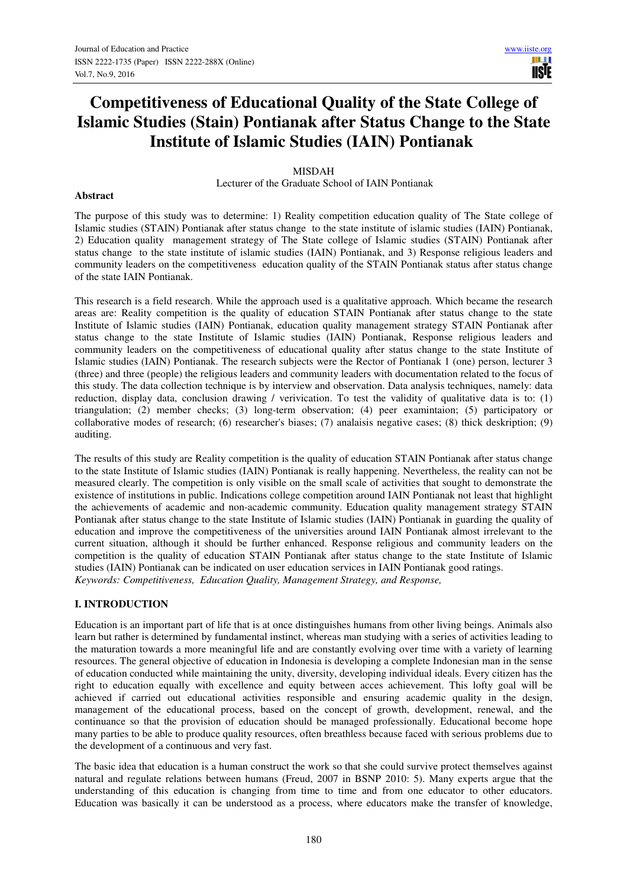# Competitiveness of Educational Quality of the State College of Islamic Studies (Stain) Pontianak after Status Change to the State Institute of Islamic Studies (IAIN) Pontianak

MISDAH

Lecturer of the Graduate School of IAIN Pontianak

## Abstract

The purpose of this study was to determine: 1) Reality competition education quality of The State college of Islamic studies (STAIN) Pontianak after status change to the state institute of islamic studies (IAIN) Pontianak, 2) Education quality management strategy of The State college of Islamic studies (STAIN) Pontianak after status change to the state institute of islamic studies (IAIN) Pontianak, and 3) Response religious leaders and community leaders on the competitiveness education quality of the STAIN Pontianak status after status change of the state IAIN Pontianak.

This research is a field research. While the approach used is a qualitative approach. Which became the research areas are: Reality competition is the quality of education STAIN Pontianak after status change to the state Institute of Islamic studies (IAIN) Pontianak, education quality management strategy STAIN Pontianak after status change to the state Institute of Islamic studies (IAIN) Pontianak, Response religious leaders and community leaders on the competitiveness of educational quality after status change to the state Institute of Islamic studies (IAIN) Pontianak. The research subjects were the Rector of Pontianak 1 (one) person, lecturer 3 (three) and three (people) the religious leaders and community leaders with documentation related to the focus of this study. The data collection technique is by interview and observation. Data analysis techniques, namely: data reduction, display data, conclusion drawing / verivication. To test the validity of qualitative data is to: (1) triangulation; (2) member checks; (3) long-term observation; (4) peer examintaion; (5) participatory or collaborative modes of research; (6) researcher's biases; (7) analaisis negative cases; (8) thick deskription; (9) auditing.

The results of this study are Reality competition is the quality of education STAIN Pontianak after status change to the state Institute of Islamic studies (IAIN) Pontianak is really happening. Nevertheless, the reality can not be measured clearly. The competition is only visible on the small scale of activities that sought to demonstrate the existence of institutions in public. Indications college competition around IAIN Pontianak not least that highlight the achievements of academic and non-academic community. Education quality management strategy STAIN Pontianak after status change to the state Institute of Islamic studies (IAIN) Pontianak in guarding the quality of education and improve the competitiveness of the universities around IAIN Pontianak almost irrelevant to the current situation, although it should be further enhanced. Response religious and community leaders on the competition is the quality of education STAIN Pontianak after status change to the state Institute of Islamic studies (IAIN) Pontianak can be indicated on user education services in IAIN Pontianak good ratings.

*Keywords: Competitiveness, Education Quality, Management Strategy, and Response,*

## I. INTRODUCTION

Education is an important part of life that is at once distinguishes humans from other living beings. Animals also learn but rather is determined by fundamental instinct, whereas man studying with a series of activities leading to the maturation towards a more meaningful life and are constantly evolving over time with a variety of learning resources. The general objective of education in Indonesia is developing a complete Indonesian man in the sense of education conducted while maintaining the unity, diversity, developing individual ideals. Every citizen has the right to education equally with excellence and equity between acces achievement. This lofty goal will be achieved if carried out educational activities responsible and ensuring academic quality in the design, management of the educational process, based on the concept of growth, development, renewal, and the continuance so that the provision of education should be managed professionally. Educational become hope many parties to be able to produce quality resources, often breathless because faced with serious problems due to the development of a continuous and very fast.

The basic idea that education is a human construct the work so that she could survive protect themselves against natural and regulate relations between humans (Freud, 2007 in BSNP 2010: 5). Many experts argue that the understanding of this education is changing from time to time and from one educator to other educators. Education was basically it can be understood as a process, where educators make the transfer of knowledge,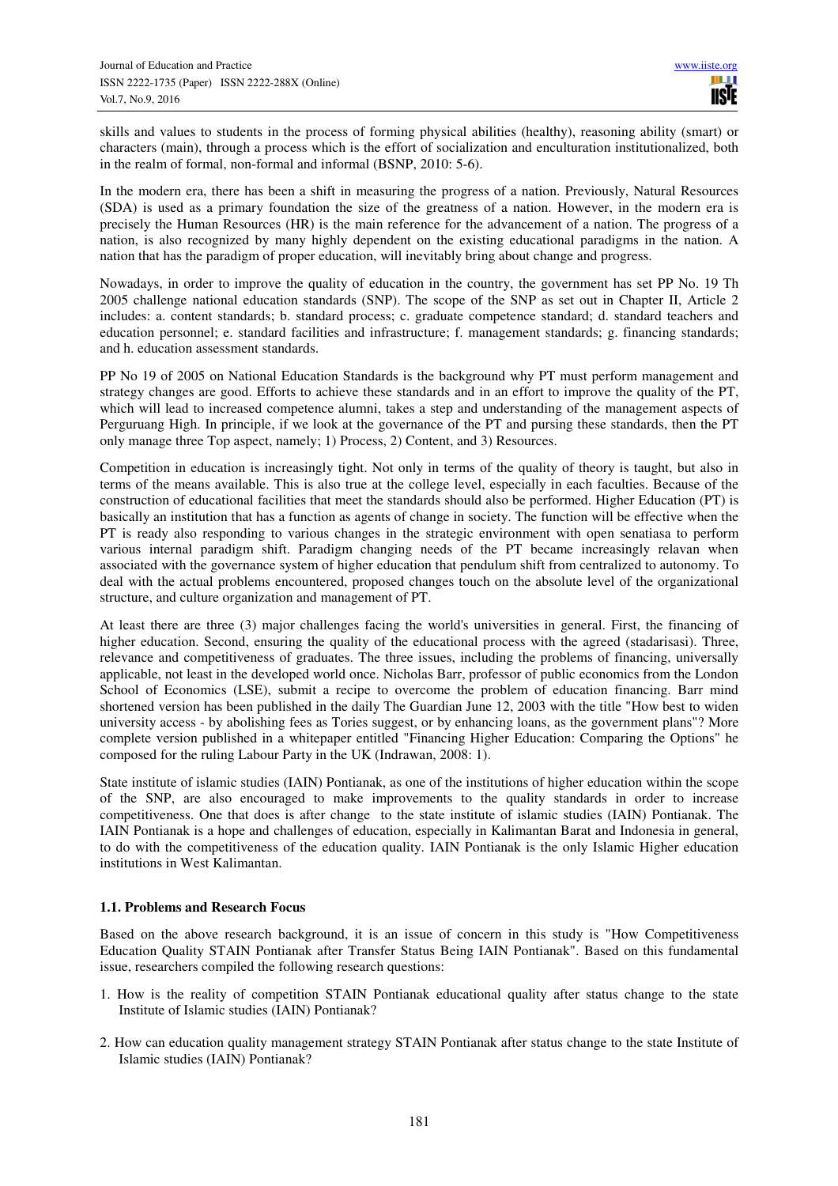skills and values to students in the process of forming physical abilities (healthy), reasoning ability (smart) or characters (main), through a process which is the effort of socialization and enculturation institutionalized, both in the realm of formal, non-formal and informal (BSNP, 2010: 5-6).

In the modern era, there has been a shift in measuring the progress of a nation. Previously, Natural Resources (SDA) is used as a primary foundation the size of the greatness of a nation. However, in the modern era is precisely the Human Resources (HR) is the main reference for the advancement of a nation. The progress of a nation, is also recognized by many highly dependent on the existing educational paradigms in the nation. A nation that has the paradigm of proper education, will inevitably bring about change and progress.

Nowadays, in order to improve the quality of education in the country, the government has set PP No. 19 Th 2005 challenge national education standards (SNP). The scope of the SNP as set out in Chapter II, Article 2 includes: a. content standards; b. standard process; c. graduate competence standard; d. standard teachers and education personnel; e. standard facilities and infrastructure; f. management standards; g. financing standards; and h. education assessment standards.

PP No 19 of 2005 on National Education Standards is the background why PT must perform management and strategy changes are good. Efforts to achieve these standards and in an effort to improve the quality of the PT, which will lead to increased competence alumni, takes a step and understanding of the management aspects of Perguruang High. In principle, if we look at the governance of the PT and pursing these standards, then the PT only manage three Top aspect, namely; 1) Process, 2) Content, and 3) Resources.

Competition in education is increasingly tight. Not only in terms of the quality of theory is taught, but also in terms of the means available. This is also true at the college level, especially in each faculties. Because of the construction of educational facilities that meet the standards should also be performed. Higher Education (PT) is basically an institution that has a function as agents of change in society. The function will be effective when the PT is ready also responding to various changes in the strategic environment with open senatiasa to perform various internal paradigm shift. Paradigm changing needs of the PT became increasingly relavan when associated with the governance system of higher education that pendulum shift from centralized to autonomy. To deal with the actual problems encountered, proposed changes touch on the absolute level of the organizational structure, and culture organization and management of PT.

At least there are three (3) major challenges facing the world's universities in general. First, the financing of higher education. Second, ensuring the quality of the educational process with the agreed (stadarisasi). Three, relevance and competitiveness of graduates. The three issues, including the problems of financing, universally applicable, not least in the developed world once. Nicholas Barr, professor of public economics from the London School of Economics (LSE), submit a recipe to overcome the problem of education financing. Barr mind shortened version has been published in the daily The Guardian June 12, 2003 with the title "How best to widen university access - by abolishing fees as Tories suggest, or by enhancing loans, as the government plans"? More complete version published in a whitepaper entitled "Financing Higher Education: Comparing the Options" he composed for the ruling Labour Party in the UK (Indrawan, 2008: 1).

State institute of islamic studies (IAIN) Pontianak, as one of the institutions of higher education within the scope of the SNP, are also encouraged to make improvements to the quality standards in order to increase competitiveness. One that does is after change to the state institute of islamic studies (IAIN) Pontianak. The IAIN Pontianak is a hope and challenges of education, especially in Kalimantan Barat and Indonesia in general, to do with the competitiveness of the education quality. IAIN Pontianak is the only Islamic Higher education institutions in West Kalimantan.

### 1.1. Problems and Research Focus

Based on the above research background, it is an issue of concern in this study is "How Competitiveness Education Quality STAIN Pontianak after Transfer Status Being IAIN Pontianak". Based on this fundamental issue, researchers compiled the following research questions:

1. How is the reality of competition STAIN Pontianak educational quality after status change to the state Institute of Islamic studies (IAIN) Pontianak?

2. How can education quality management strategy STAIN Pontianak after status change to the state Institute of Islamic studies (IAIN) Pontianak?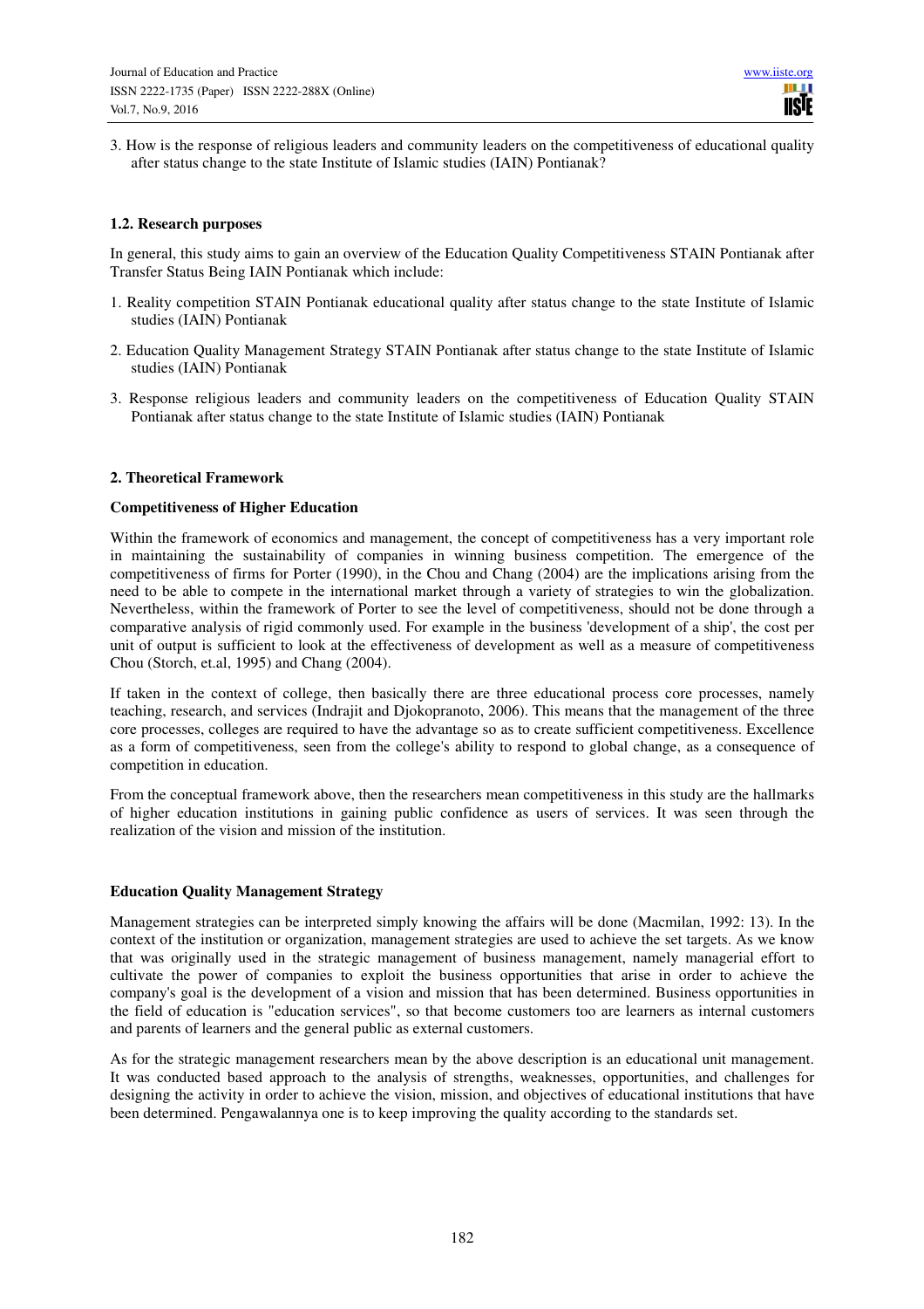3. How is the response of religious leaders and community leaders on the competitiveness of educational quality after status change to the state Institute of Islamic studies (IAIN) Pontianak?

### 1.2. Research purposes

In general, this study aims to gain an overview of the Education Quality Competitiveness STAIN Pontianak after Transfer Status Being IAIN Pontianak which include:

1. Reality competition STAIN Pontianak educational quality after status change to the state Institute of Islamic studies (IAIN) Pontianak
2. Education Quality Management Strategy STAIN Pontianak after status change to the state Institute of Islamic studies (IAIN) Pontianak
3. Response religious leaders and community leaders on the competitiveness of Education Quality STAIN Pontianak after status change to the state Institute of Islamic studies (IAIN) Pontianak

## 2. Theoretical Framework

### Competitiveness of Higher Education

Within the framework of economics and management, the concept of competitiveness has a very important role in maintaining the sustainability of companies in winning business competition. The emergence of the competitiveness of firms for Porter (1990), in the Chou and Chang (2004) are the implications arising from the need to be able to compete in the international market through a variety of strategies to win the globalization. Nevertheless, within the framework of Porter to see the level of competitiveness, should not be done through a comparative analysis of rigid commonly used. For example in the business 'development of a ship', the cost per unit of output is sufficient to look at the effectiveness of development as well as a measure of competitiveness Chou (Storch, et.al, 1995) and Chang (2004).

If taken in the context of college, then basically there are three educational process core processes, namely teaching, research, and services (Indrajit and Djokopranoto, 2006). This means that the management of the three core processes, colleges are required to have the advantage so as to create sufficient competitiveness. Excellence as a form of competitiveness, seen from the college's ability to respond to global change, as a consequence of competition in education.

From the conceptual framework above, then the researchers mean competitiveness in this study are the hallmarks of higher education institutions in gaining public confidence as users of services. It was seen through the realization of the vision and mission of the institution.

### Education Quality Management Strategy

Management strategies can be interpreted simply knowing the affairs will be done (Macmilan, 1992: 13). In the context of the institution or organization, management strategies are used to achieve the set targets. As we know that was originally used in the strategic management of business management, namely managerial effort to cultivate the power of companies to exploit the business opportunities that arise in order to achieve the company's goal is the development of a vision and mission that has been determined. Business opportunities in the field of education is "education services", so that become customers too are learners as internal customers and parents of learners and the general public as external customers.

As for the strategic management researchers mean by the above description is an educational unit management. It was conducted based approach to the analysis of strengths, weaknesses, opportunities, and challenges for designing the activity in order to achieve the vision, mission, and objectives of educational institutions that have been determined. Pengawalannya one is to keep improving the quality according to the standards set.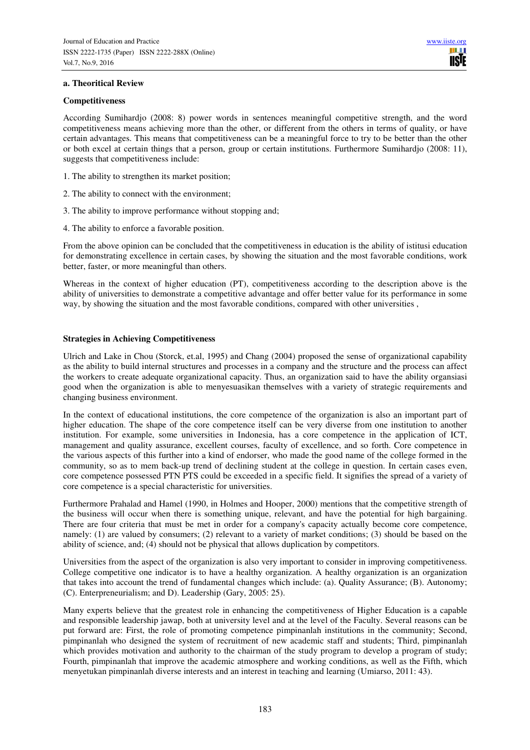**a. Theoritical Review**

**Competitiveness**

According Sumihardjo (2008: 8) power words in sentences meaningful competitive strength, and the word competitiveness means achieving more than the other, or different from the others in terms of quality, or have certain advantages. This means that competitiveness can be a meaningful force to try to be better than the other or both excel at certain things that a person, group or certain institutions. Furthermore Sumihardjo (2008: 11), suggests that competitiveness include:

1. The ability to strengthen its market position;
2. The ability to connect with the environment;
3. The ability to improve performance without stopping and;
4. The ability to enforce a favorable position.

From the above opinion can be concluded that the competitiveness in education is the ability of istitusi education for demonstrating excellence in certain cases, by showing the situation and the most favorable conditions, work better, faster, or more meaningful than others.

Whereas in the context of higher education (PT), competitiveness according to the description above is the ability of universities to demonstrate a competitive advantage and offer better value for its performance in some way, by showing the situation and the most favorable conditions, compared with other universities ,

**Strategies in Achieving Competitiveness**

Ulrich and Lake in Chou (Storck, et.al, 1995) and Chang (2004) proposed the sense of organizational capability as the ability to build internal structures and processes in a company and the structure and the process can affect the workers to create adequate organizational capacity. Thus, an organization said to have the ability organsiasi good when the organization is able to menyesuasikan themselves with a variety of strategic requirements and changing business environment.

In the context of educational institutions, the core competence of the organization is also an important part of higher education. The shape of the core competence itself can be very diverse from one institution to another institution. For example, some universities in Indonesia, has a core competence in the application of ICT, management and quality assurance, excellent courses, faculty of excellence, and so forth. Core competence in the various aspects of this further into a kind of endorser, who made the good name of the college formed in the community, so as to mem back-up trend of declining student at the college in question. In certain cases even, core competence possessed PTN PTS could be exceeded in a specific field. It signifies the spread of a variety of core competence is a special characteristic for universities.

Furthermore Prahalad and Hamel (1990, in Holmes and Hooper, 2000) mentions that the competitive strength of the business will occur when there is something unique, relevant, and have the potential for high bargaining. There are four criteria that must be met in order for a company's capacity actually become core competence, namely: (1) are valued by consumers; (2) relevant to a variety of market conditions; (3) should be based on the ability of science, and; (4) should not be physical that allows duplication by competitors.

Universities from the aspect of the organization is also very important to consider in improving competitiveness. College competitive one indicator is to have a healthy organization. A healthy organization is an organization that takes into account the trend of fundamental changes which include: (a). Quality Assurance; (B). Autonomy; (C). Enterpreneurialism; and D). Leadership (Gary, 2005: 25).

Many experts believe that the greatest role in enhancing the competitiveness of Higher Education is a capable and responsible leadership jawap, both at university level and at the level of the Faculty. Several reasons can be put forward are: First, the role of promoting competence pimpinanlah institutions in the community; Second, pimpinanlah who designed the system of recruitment of new academic staff and students; Third, pimpinanlah which provides motivation and authority to the chairman of the study program to develop a program of study; Fourth, pimpinanlah that improve the academic atmosphere and working conditions, as well as the Fifth, which menyetukan pimpinanlah diverse interests and an interest in teaching and learning (Umiarso, 2011: 43).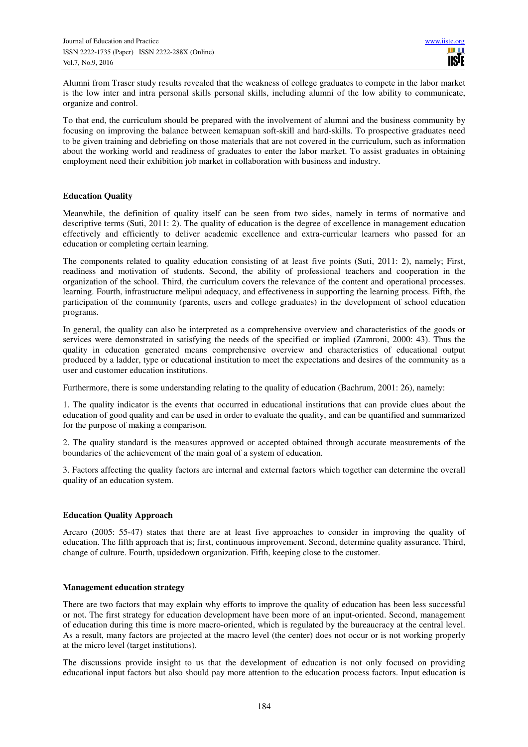Alumni from Traser study results revealed that the weakness of college graduates to compete in the labor market is the low inter and intra personal skills personal skills, including alumni of the low ability to communicate, organize and control.

To that end, the curriculum should be prepared with the involvement of alumni and the business community by focusing on improving the balance between kemapuan soft-skill and hard-skills. To prospective graduates need to be given training and debriefing on those materials that are not covered in the curriculum, such as information about the working world and readiness of graduates to enter the labor market. To assist graduates in obtaining employment need their exhibition job market in collaboration with business and industry.

**Education Quality**

Meanwhile, the definition of quality itself can be seen from two sides, namely in terms of normative and descriptive terms (Suti, 2011: 2). The quality of education is the degree of excellence in management education effectively and efficiently to deliver academic excellence and extra-curricular learners who passed for an education or completing certain learning.

The components related to quality education consisting of at least five points (Suti, 2011: 2), namely; First, readiness and motivation of students. Second, the ability of professional teachers and cooperation in the organization of the school. Third, the curriculum covers the relevance of the content and operational processes. learning. Fourth, infrastructure melipui adequacy, and effectiveness in supporting the learning process. Fifth, the participation of the community (parents, users and college graduates) in the development of school education programs.

In general, the quality can also be interpreted as a comprehensive overview and characteristics of the goods or services were demonstrated in satisfying the needs of the specified or implied (Zamroni, 2000: 43). Thus the quality in education generated means comprehensive overview and characteristics of educational output produced by a ladder, type or educational institution to meet the expectations and desires of the community as a user and customer education institutions.

Furthermore, there is some understanding relating to the quality of education (Bachrum, 2001: 26), namely:

1. The quality indicator is the events that occurred in educational institutions that can provide clues about the education of good quality and can be used in order to evaluate the quality, and can be quantified and summarized for the purpose of making a comparison.

2. The quality standard is the measures approved or accepted obtained through accurate measurements of the boundaries of the achievement of the main goal of a system of education.

3. Factors affecting the quality factors are internal and external factors which together can determine the overall quality of an education system.

**Education Quality Approach**

Arcaro (2005: 55-47) states that there are at least five approaches to consider in improving the quality of education. The fifth approach that is; first, continuous improvement. Second, determine quality assurance. Third, change of culture. Fourth, upsidedown organization. Fifth, keeping close to the customer.

**Management education strategy**

There are two factors that may explain why efforts to improve the quality of education has been less successful or not. The first strategy for education development have been more of an input-oriented. Second, management of education during this time is more macro-oriented, which is regulated by the bureaucracy at the central level. As a result, many factors are projected at the macro level (the center) does not occur or is not working properly at the micro level (target institutions).

The discussions provide insight to us that the development of education is not only focused on providing educational input factors but also should pay more attention to the education process factors. Input education is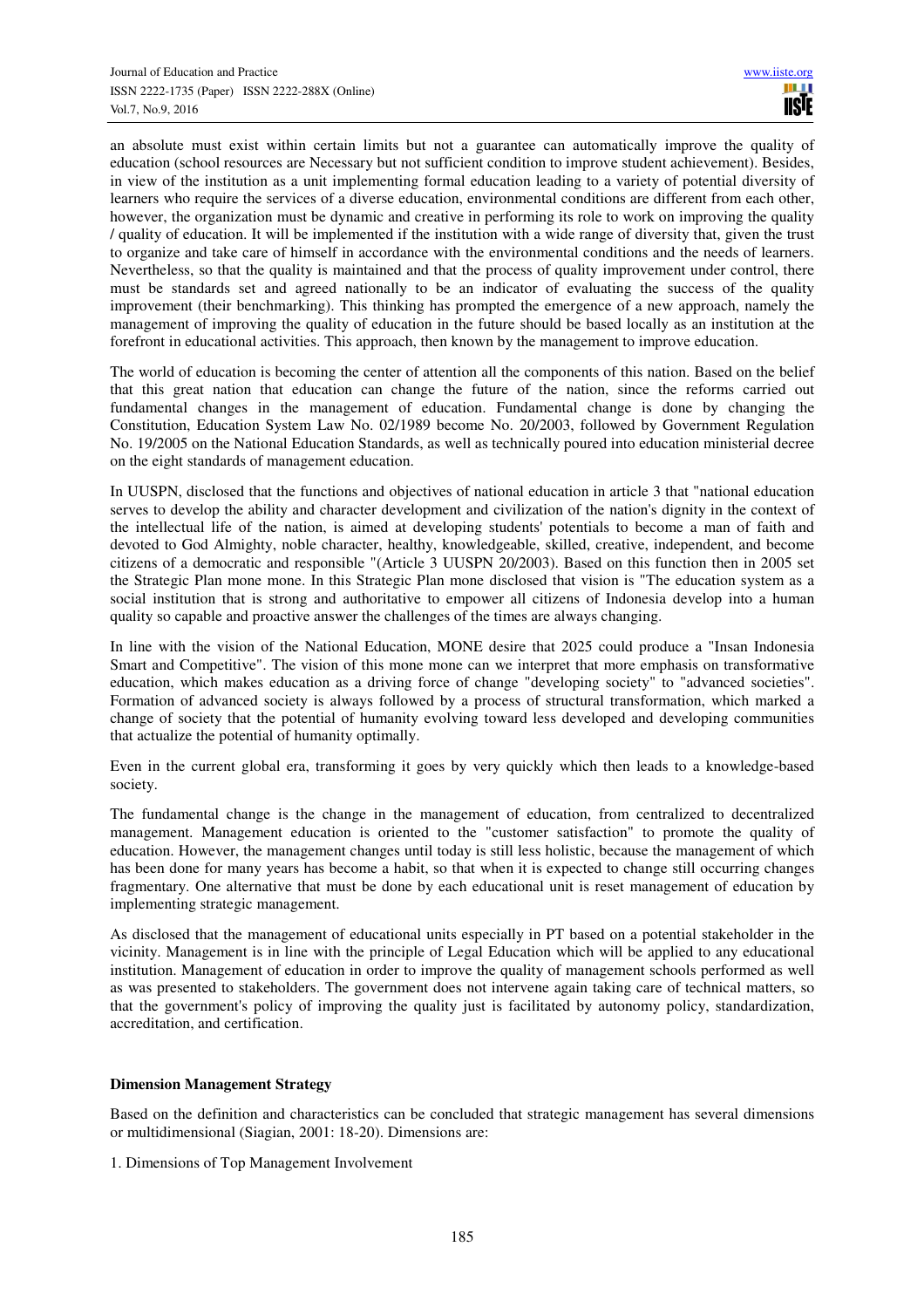an absolute must exist within certain limits but not a guarantee can automatically improve the quality of education (school resources are Necessary but not sufficient condition to improve student achievement). Besides, in view of the institution as a unit implementing formal education leading to a variety of potential diversity of learners who require the services of a diverse education, environmental conditions are different from each other, however, the organization must be dynamic and creative in performing its role to work on improving the quality / quality of education. It will be implemented if the institution with a wide range of diversity that, given the trust to organize and take care of himself in accordance with the environmental conditions and the needs of learners. Nevertheless, so that the quality is maintained and that the process of quality improvement under control, there must be standards set and agreed nationally to be an indicator of evaluating the success of the quality improvement (their benchmarking). This thinking has prompted the emergence of a new approach, namely the management of improving the quality of education in the future should be based locally as an institution at the forefront in educational activities. This approach, then known by the management to improve education.

The world of education is becoming the center of attention all the components of this nation. Based on the belief that this great nation that education can change the future of the nation, since the reforms carried out fundamental changes in the management of education. Fundamental change is done by changing the Constitution, Education System Law No. 02/1989 become No. 20/2003, followed by Government Regulation No. 19/2005 on the National Education Standards, as well as technically poured into education ministerial decree on the eight standards of management education.

In UUSPN, disclosed that the functions and objectives of national education in article 3 that "national education serves to develop the ability and character development and civilization of the nation's dignity in the context of the intellectual life of the nation, is aimed at developing students' potentials to become a man of faith and devoted to God Almighty, noble character, healthy, knowledgeable, skilled, creative, independent, and become citizens of a democratic and responsible "(Article 3 UUSPN 20/2003). Based on this function then in 2005 set the Strategic Plan mone mone. In this Strategic Plan mone disclosed that vision is "The education system as a social institution that is strong and authoritative to empower all citizens of Indonesia develop into a human quality so capable and proactive answer the challenges of the times are always changing.

In line with the vision of the National Education, MONE desire that 2025 could produce a "Insan Indonesia Smart and Competitive". The vision of this mone mone can we interpret that more emphasis on transformative education, which makes education as a driving force of change "developing society" to "advanced societies". Formation of advanced society is always followed by a process of structural transformation, which marked a change of society that the potential of humanity evolving toward less developed and developing communities that actualize the potential of humanity optimally.

Even in the current global era, transforming it goes by very quickly which then leads to a knowledge-based society.

The fundamental change is the change in the management of education, from centralized to decentralized management. Management education is oriented to the "customer satisfaction" to promote the quality of education. However, the management changes until today is still less holistic, because the management of which has been done for many years has become a habit, so that when it is expected to change still occurring changes fragmentary. One alternative that must be done by each educational unit is reset management of education by implementing strategic management.

As disclosed that the management of educational units especially in PT based on a potential stakeholder in the vicinity. Management is in line with the principle of Legal Education which will be applied to any educational institution. Management of education in order to improve the quality of management schools performed as well as was presented to stakeholders. The government does not intervene again taking care of technical matters, so that the government's policy of improving the quality just is facilitated by autonomy policy, standardization, accreditation, and certification.

**Dimension Management Strategy**

Based on the definition and characteristics can be concluded that strategic management has several dimensions or multidimensional (Siagian, 2001: 18-20). Dimensions are:

1. Dimensions of Top Management Involvement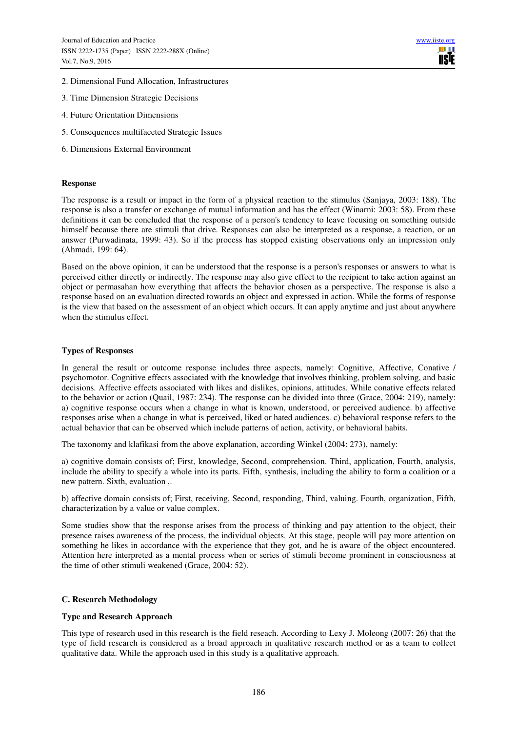2. Dimensional Fund Allocation, Infrastructures

3. Time Dimension Strategic Decisions

4. Future Orientation Dimensions

5. Consequences multifaceted Strategic Issues

6. Dimensions External Environment

**Response**

The response is a result or impact in the form of a physical reaction to the stimulus (Sanjaya, 2003: 188). The response is also a transfer or exchange of mutual information and has the effect (Winarni: 2003: 58). From these definitions it can be concluded that the response of a person's tendency to leave focusing on something outside himself because there are stimuli that drive. Responses can also be interpreted as a response, a reaction, or an answer (Purwadinata, 1999: 43). So if the process has stopped existing observations only an impression only (Ahmadi, 199: 64).

Based on the above opinion, it can be understood that the response is a person's responses or answers to what is perceived either directly or indirectly. The response may also give effect to the recipient to take action against an object or permasahan how everything that affects the behavior chosen as a perspective. The response is also a response based on an evaluation directed towards an object and expressed in action. While the forms of response is the view that based on the assessment of an object which occurs. It can apply anytime and just about anywhere when the stimulus effect.

**Types of Responses**

In general the result or outcome response includes three aspects, namely: Cognitive, Affective, Conative / psychomotor. Cognitive effects associated with the knowledge that involves thinking, problem solving, and basic decisions. Affective effects associated with likes and dislikes, opinions, attitudes. While conative effects related to the behavior or action (Quail, 1987: 234). The response can be divided into three (Grace, 2004: 219), namely: a) cognitive response occurs when a change in what is known, understood, or perceived audience. b) affective responses arise when a change in what is perceived, liked or hated audiences. c) behavioral response refers to the actual behavior that can be observed which include patterns of action, activity, or behavioral habits.

The taxonomy and klafikasi from the above explanation, according Winkel (2004: 273), namely:

a) cognitive domain consists of; First, knowledge, Second, comprehension. Third, application, Fourth, analysis, include the ability to specify a whole into its parts. Fifth, synthesis, including the ability to form a coalition or a new pattern. Sixth, evaluation ,.

b) affective domain consists of; First, receiving, Second, responding, Third, valuing. Fourth, organization, Fifth, characterization by a value or value complex.

Some studies show that the response arises from the process of thinking and pay attention to the object, their presence raises awareness of the process, the individual objects. At this stage, people will pay more attention on something he likes in accordance with the experience that they got, and he is aware of the object encountered. Attention here interpreted as a mental process when or series of stimuli become prominent in consciousness at the time of other stimuli weakened (Grace, 2004: 52).

## C. Research Methodology

**Type and Research Approach**

This type of research used in this research is the field reseach. According to Lexy J. Moleong (2007: 26) that the type of field research is considered as a broad approach in qualitative research method or as a team to collect qualitative data. While the approach used in this study is a qualitative approach.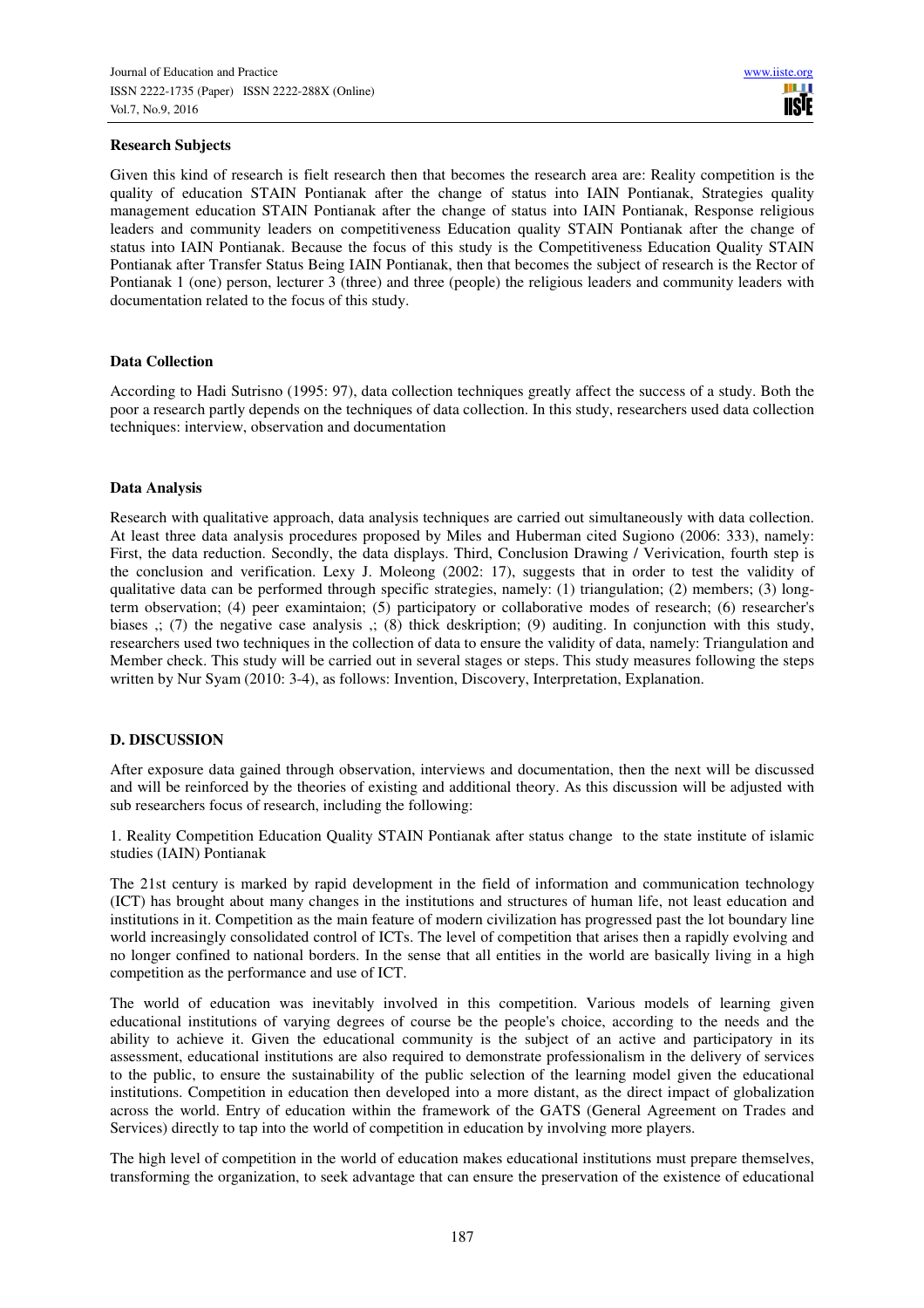**Research Subjects**

Given this kind of research is fielt research then that becomes the research area are: Reality competition is the quality of education STAIN Pontianak after the change of status into IAIN Pontianak, Strategies quality management education STAIN Pontianak after the change of status into IAIN Pontianak, Response religious leaders and community leaders on competitiveness Education quality STAIN Pontianak after the change of status into IAIN Pontianak. Because the focus of this study is the Competitiveness Education Quality STAIN Pontianak after Transfer Status Being IAIN Pontianak, then that becomes the subject of research is the Rector of Pontianak 1 (one) person, lecturer 3 (three) and three (people) the religious leaders and community leaders with documentation related to the focus of this study.

**Data Collection**

According to Hadi Sutrisno (1995: 97), data collection techniques greatly affect the success of a study. Both the poor a research partly depends on the techniques of data collection. In this study, researchers used data collection techniques: interview, observation and documentation

**Data Analysis**

Research with qualitative approach, data analysis techniques are carried out simultaneously with data collection. At least three data analysis procedures proposed by Miles and Huberman cited Sugiono (2006: 333), namely: First, the data reduction. Secondly, the data displays. Third, Conclusion Drawing / Verivication, fourth step is the conclusion and verification. Lexy J. Moleong (2002: 17), suggests that in order to test the validity of qualitative data can be performed through specific strategies, namely: (1) triangulation; (2) members; (3) long-term observation; (4) peer examintaion; (5) participatory or collaborative modes of research; (6) researcher's biases ,; (7) the negative case analysis ,; (8) thick deskription; (9) auditing. In conjunction with this study, researchers used two techniques in the collection of data to ensure the validity of data, namely: Triangulation and Member check. This study will be carried out in several stages or steps. This study measures following the steps written by Nur Syam (2010: 3-4), as follows: Invention, Discovery, Interpretation, Explanation.

**D. DISCUSSION**

After exposure data gained through observation, interviews and documentation, then the next will be discussed and will be reinforced by the theories of existing and additional theory. As this discussion will be adjusted with sub researchers focus of research, including the following:

1. Reality Competition Education Quality STAIN Pontianak after status change to the state institute of islamic studies (IAIN) Pontianak

The 21st century is marked by rapid development in the field of information and communication technology (ICT) has brought about many changes in the institutions and structures of human life, not least education and institutions in it. Competition as the main feature of modern civilization has progressed past the lot boundary line world increasingly consolidated control of ICTs. The level of competition that arises then a rapidly evolving and no longer confined to national borders. In the sense that all entities in the world are basically living in a high competition as the performance and use of ICT.

The world of education was inevitably involved in this competition. Various models of learning given educational institutions of varying degrees of course be the people's choice, according to the needs and the ability to achieve it. Given the educational community is the subject of an active and participatory in its assessment, educational institutions are also required to demonstrate professionalism in the delivery of services to the public, to ensure the sustainability of the public selection of the learning model given the educational institutions. Competition in education then developed into a more distant, as the direct impact of globalization across the world. Entry of education within the framework of the GATS (General Agreement on Trades and Services) directly to tap into the world of competition in education by involving more players.

The high level of competition in the world of education makes educational institutions must prepare themselves, transforming the organization, to seek advantage that can ensure the preservation of the existence of educational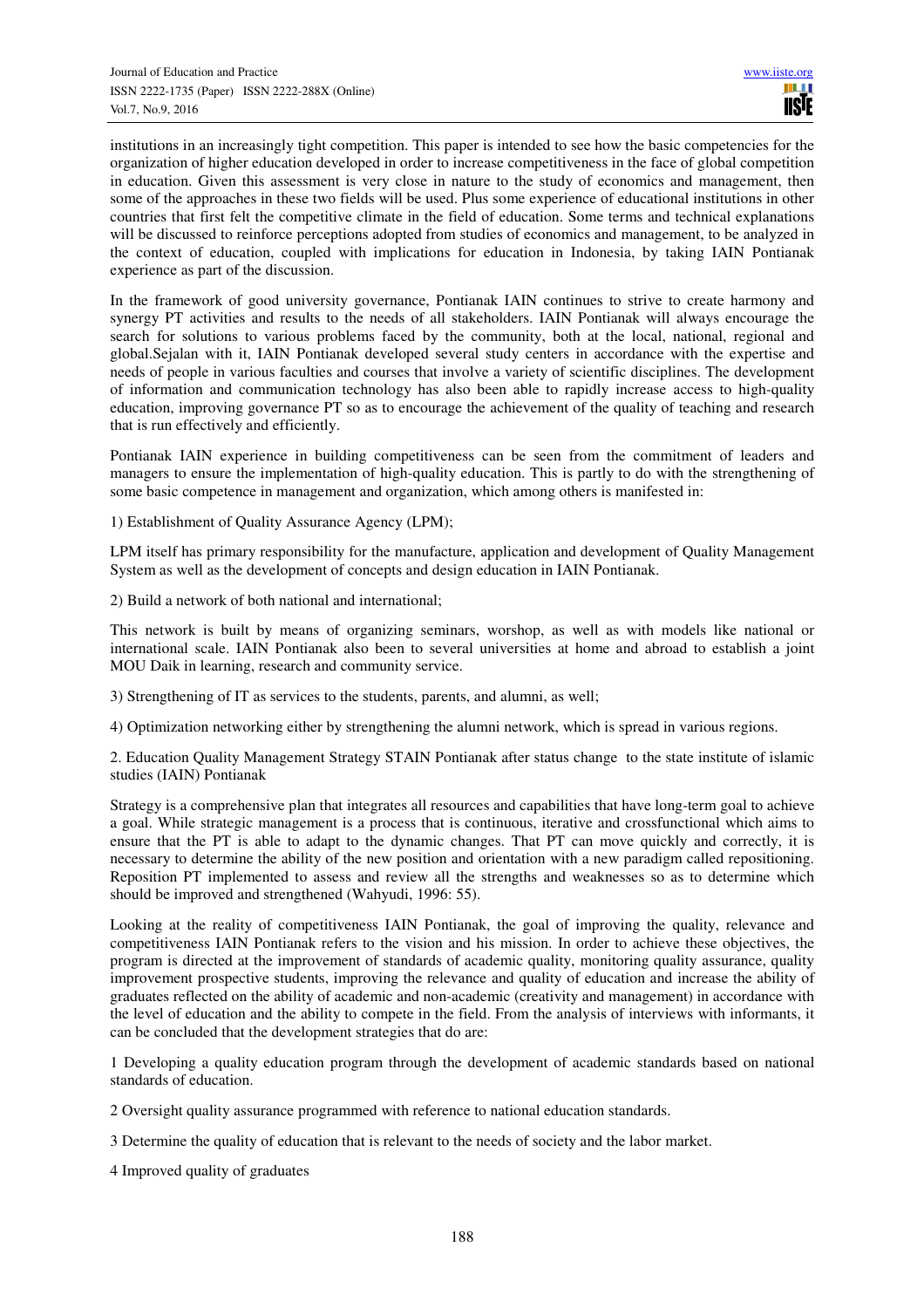institutions in an increasingly tight competition. This paper is intended to see how the basic competencies for the organization of higher education developed in order to increase competitiveness in the face of global competition in education. Given this assessment is very close in nature to the study of economics and management, then some of the approaches in these two fields will be used. Plus some experience of educational institutions in other countries that first felt the competitive climate in the field of education. Some terms and technical explanations will be discussed to reinforce perceptions adopted from studies of economics and management, to be analyzed in the context of education, coupled with implications for education in Indonesia, by taking IAIN Pontianak experience as part of the discussion.

In the framework of good university governance, Pontianak IAIN continues to strive to create harmony and synergy PT activities and results to the needs of all stakeholders. IAIN Pontianak will always encourage the search for solutions to various problems faced by the community, both at the local, national, regional and global.Sejalan with it, IAIN Pontianak developed several study centers in accordance with the expertise and needs of people in various faculties and courses that involve a variety of scientific disciplines. The development of information and communication technology has also been able to rapidly increase access to high-quality education, improving governance PT so as to encourage the achievement of the quality of teaching and research that is run effectively and efficiently.

Pontianak IAIN experience in building competitiveness can be seen from the commitment of leaders and managers to ensure the implementation of high-quality education. This is partly to do with the strengthening of some basic competence in management and organization, which among others is manifested in:

1) Establishment of Quality Assurance Agency (LPM);

LPM itself has primary responsibility for the manufacture, application and development of Quality Management System as well as the development of concepts and design education in IAIN Pontianak.

2) Build a network of both national and international;

This network is built by means of organizing seminars, worshop, as well as with models like national or international scale. IAIN Pontianak also been to several universities at home and abroad to establish a joint MOU Daik in learning, research and community service.

3) Strengthening of IT as services to the students, parents, and alumni, as well;

4) Optimization networking either by strengthening the alumni network, which is spread in various regions.

2. Education Quality Management Strategy STAIN Pontianak after status change to the state institute of islamic studies (IAIN) Pontianak

Strategy is a comprehensive plan that integrates all resources and capabilities that have long-term goal to achieve a goal. While strategic management is a process that is continuous, iterative and crossfunctional which aims to ensure that the PT is able to adapt to the dynamic changes. That PT can move quickly and correctly, it is necessary to determine the ability of the new position and orientation with a new paradigm called repositioning. Reposition PT implemented to assess and review all the strengths and weaknesses so as to determine which should be improved and strengthened (Wahyudi, 1996: 55).

Looking at the reality of competitiveness IAIN Pontianak, the goal of improving the quality, relevance and competitiveness IAIN Pontianak refers to the vision and his mission. In order to achieve these objectives, the program is directed at the improvement of standards of academic quality, monitoring quality assurance, quality improvement prospective students, improving the relevance and quality of education and increase the ability of graduates reflected on the ability of academic and non-academic (creativity and management) in accordance with the level of education and the ability to compete in the field. From the analysis of interviews with informants, it can be concluded that the development strategies that do are:

1 Developing a quality education program through the development of academic standards based on national standards of education.

2 Oversight quality assurance programmed with reference to national education standards.

3 Determine the quality of education that is relevant to the needs of society and the labor market.

4 Improved quality of graduates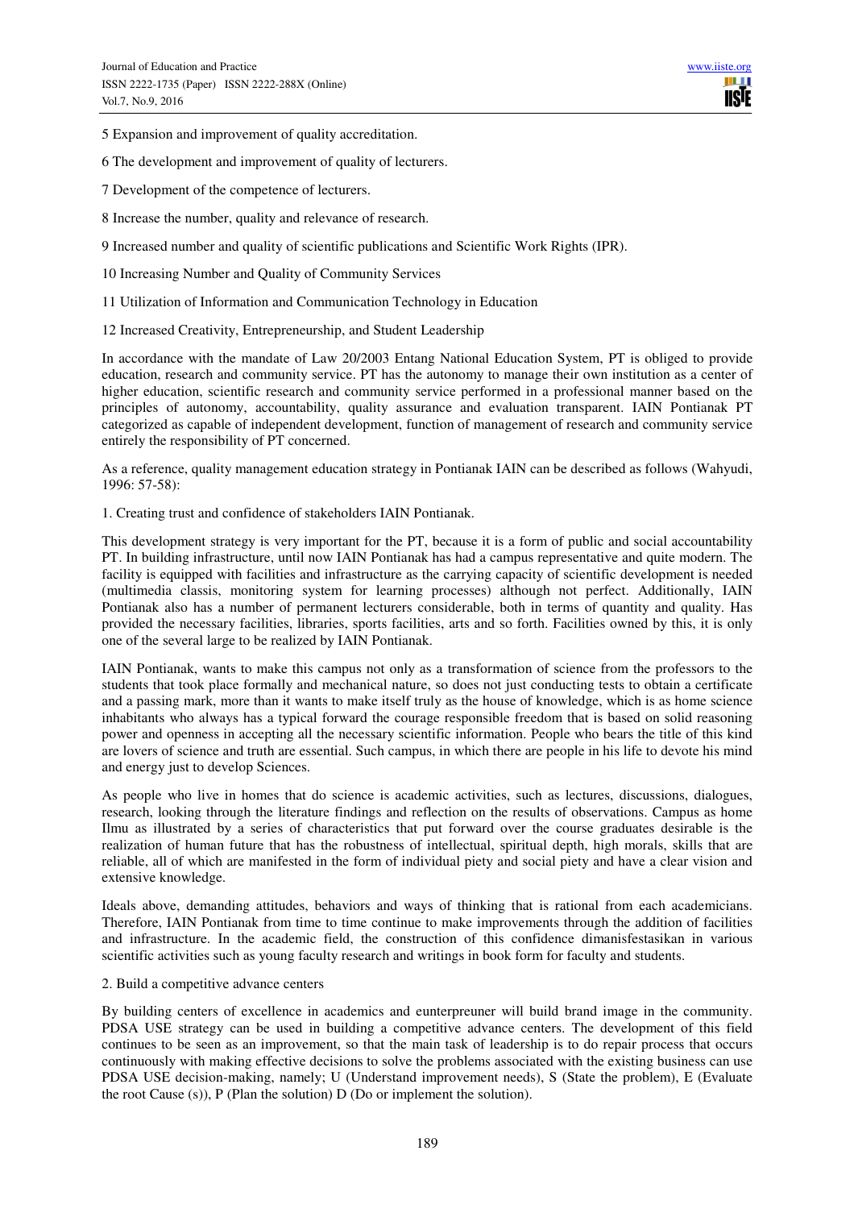5 Expansion and improvement of quality accreditation.

6 The development and improvement of quality of lecturers.

7 Development of the competence of lecturers.

8 Increase the number, quality and relevance of research.

9 Increased number and quality of scientific publications and Scientific Work Rights (IPR).

10 Increasing Number and Quality of Community Services

11 Utilization of Information and Communication Technology in Education

12 Increased Creativity, Entrepreneurship, and Student Leadership

In accordance with the mandate of Law 20/2003 Entang National Education System, PT is obliged to provide education, research and community service. PT has the autonomy to manage their own institution as a center of higher education, scientific research and community service performed in a professional manner based on the principles of autonomy, accountability, quality assurance and evaluation transparent. IAIN Pontianak PT categorized as capable of independent development, function of management of research and community service entirely the responsibility of PT concerned.

As a reference, quality management education strategy in Pontianak IAIN can be described as follows (Wahyudi, 1996: 57-58):

1. Creating trust and confidence of stakeholders IAIN Pontianak.

This development strategy is very important for the PT, because it is a form of public and social accountability PT. In building infrastructure, until now IAIN Pontianak has had a campus representative and quite modern. The facility is equipped with facilities and infrastructure as the carrying capacity of scientific development is needed (multimedia classis, monitoring system for learning processes) although not perfect. Additionally, IAIN Pontianak also has a number of permanent lecturers considerable, both in terms of quantity and quality. Has provided the necessary facilities, libraries, sports facilities, arts and so forth. Facilities owned by this, it is only one of the several large to be realized by IAIN Pontianak.

IAIN Pontianak, wants to make this campus not only as a transformation of science from the professors to the students that took place formally and mechanical nature, so does not just conducting tests to obtain a certificate and a passing mark, more than it wants to make itself truly as the house of knowledge, which is as home science inhabitants who always has a typical forward the courage responsible freedom that is based on solid reasoning power and openness in accepting all the necessary scientific information. People who bears the title of this kind are lovers of science and truth are essential. Such campus, in which there are people in his life to devote his mind and energy just to develop Sciences.

As people who live in homes that do science is academic activities, such as lectures, discussions, dialogues, research, looking through the literature findings and reflection on the results of observations. Campus as home Ilmu as illustrated by a series of characteristics that put forward over the course graduates desirable is the realization of human future that has the robustness of intellectual, spiritual depth, high morals, skills that are reliable, all of which are manifested in the form of individual piety and social piety and have a clear vision and extensive knowledge.

Ideals above, demanding attitudes, behaviors and ways of thinking that is rational from each academicians. Therefore, IAIN Pontianak from time to time continue to make improvements through the addition of facilities and infrastructure. In the academic field, the construction of this confidence dimanisfestasikan in various scientific activities such as young faculty research and writings in book form for faculty and students.

2. Build a competitive advance centers

By building centers of excellence in academics and eunterpreuner will build brand image in the community. PDSA USE strategy can be used in building a competitive advance centers. The development of this field continues to be seen as an improvement, so that the main task of leadership is to do repair process that occurs continuously with making effective decisions to solve the problems associated with the existing business can use PDSA USE decision-making, namely; U (Understand improvement needs), S (State the problem), E (Evaluate the root Cause (s)), P (Plan the solution) D (Do or implement the solution).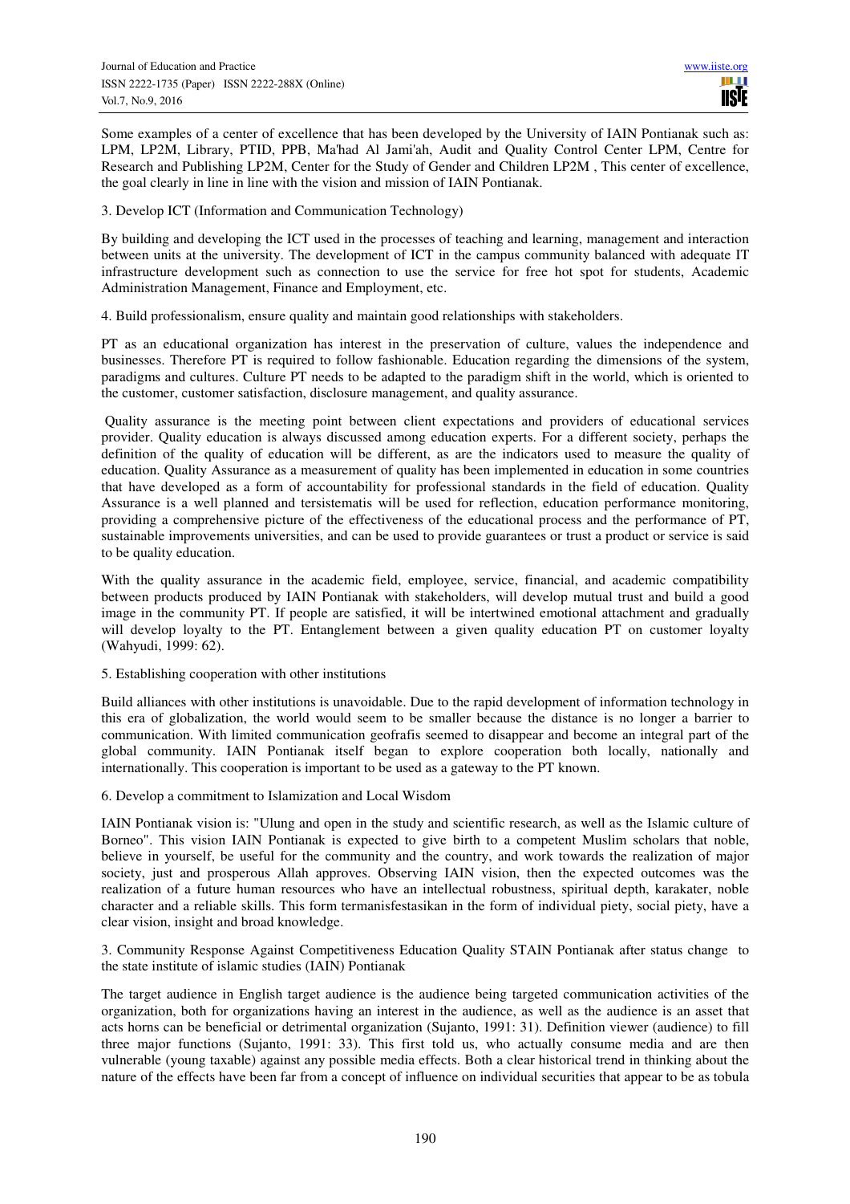Some examples of a center of excellence that has been developed by the University of IAIN Pontianak such as: LPM, LP2M, Library, PTID, PPB, Ma'had Al Jami'ah, Audit and Quality Control Center LPM, Centre for Research and Publishing LP2M, Center for the Study of Gender and Children LP2M , This center of excellence, the goal clearly in line in line with the vision and mission of IAIN Pontianak.

3. Develop ICT (Information and Communication Technology)

By building and developing the ICT used in the processes of teaching and learning, management and interaction between units at the university. The development of ICT in the campus community balanced with adequate IT infrastructure development such as connection to use the service for free hot spot for students, Academic Administration Management, Finance and Employment, etc.

4. Build professionalism, ensure quality and maintain good relationships with stakeholders.

PT as an educational organization has interest in the preservation of culture, values the independence and businesses. Therefore PT is required to follow fashionable. Education regarding the dimensions of the system, paradigms and cultures. Culture PT needs to be adapted to the paradigm shift in the world, which is oriented to the customer, customer satisfaction, disclosure management, and quality assurance.

Quality assurance is the meeting point between client expectations and providers of educational services provider. Quality education is always discussed among education experts. For a different society, perhaps the definition of the quality of education will be different, as are the indicators used to measure the quality of education. Quality Assurance as a measurement of quality has been implemented in education in some countries that have developed as a form of accountability for professional standards in the field of education. Quality Assurance is a well planned and tersistematis will be used for reflection, education performance monitoring, providing a comprehensive picture of the effectiveness of the educational process and the performance of PT, sustainable improvements universities, and can be used to provide guarantees or trust a product or service is said to be quality education.

With the quality assurance in the academic field, employee, service, financial, and academic compatibility between products produced by IAIN Pontianak with stakeholders, will develop mutual trust and build a good image in the community PT. If people are satisfied, it will be intertwined emotional attachment and gradually will develop loyalty to the PT. Entanglement between a given quality education PT on customer loyalty (Wahyudi, 1999: 62).

5. Establishing cooperation with other institutions

Build alliances with other institutions is unavoidable. Due to the rapid development of information technology in this era of globalization, the world would seem to be smaller because the distance is no longer a barrier to communication. With limited communication geofrafis seemed to disappear and become an integral part of the global community. IAIN Pontianak itself began to explore cooperation both locally, nationally and internationally. This cooperation is important to be used as a gateway to the PT known.

6. Develop a commitment to Islamization and Local Wisdom

IAIN Pontianak vision is: "Ulung and open in the study and scientific research, as well as the Islamic culture of Borneo". This vision IAIN Pontianak is expected to give birth to a competent Muslim scholars that noble, believe in yourself, be useful for the community and the country, and work towards the realization of major society, just and prosperous Allah approves. Observing IAIN vision, then the expected outcomes was the realization of a future human resources who have an intellectual robustness, spiritual depth, karakater, noble character and a reliable skills. This form termanisfestasikan in the form of individual piety, social piety, have a clear vision, insight and broad knowledge.

3. Community Response Against Competitiveness Education Quality STAIN Pontianak after status change to the state institute of islamic studies (IAIN) Pontianak

The target audience in English target audience is the audience being targeted communication activities of the organization, both for organizations having an interest in the audience, as well as the audience is an asset that acts horns can be beneficial or detrimental organization (Sujanto, 1991: 31). Definition viewer (audience) to fill three major functions (Sujanto, 1991: 33). This first told us, who actually consume media and are then vulnerable (young taxable) against any possible media effects. Both a clear historical trend in thinking about the nature of the effects have been far from a concept of influence on individual securities that appear to be as tobula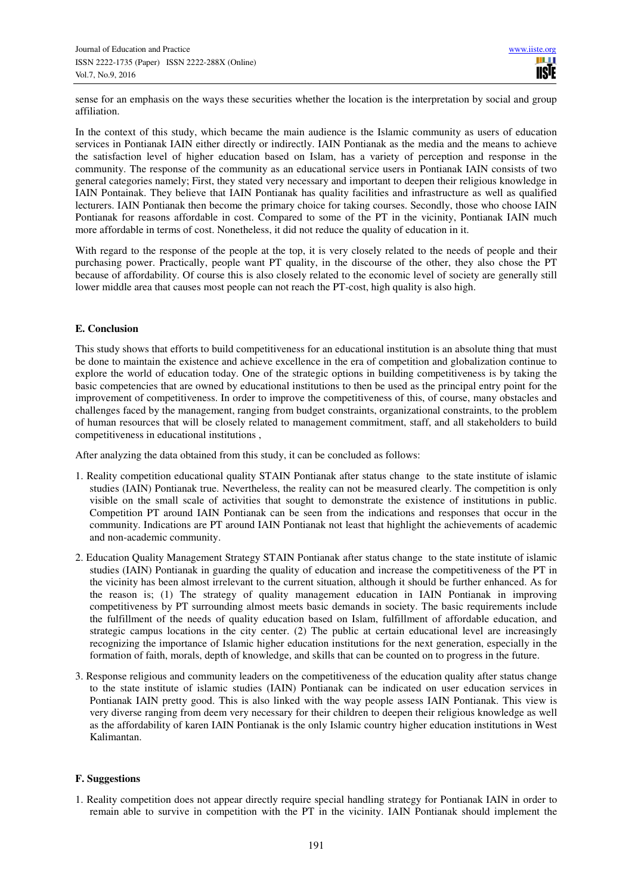sense for an emphasis on the ways these securities whether the location is the interpretation by social and group affiliation.

In the context of this study, which became the main audience is the Islamic community as users of education services in Pontianak IAIN either directly or indirectly. IAIN Pontianak as the media and the means to achieve the satisfaction level of higher education based on Islam, has a variety of perception and response in the community. The response of the community as an educational service users in Pontianak IAIN consists of two general categories namely; First, they stated very necessary and important to deepen their religious knowledge in IAIN Pontainak. They believe that IAIN Pontianak has quality facilities and infrastructure as well as qualified lecturers. IAIN Pontianak then become the primary choice for taking courses. Secondly, those who choose IAIN Pontianak for reasons affordable in cost. Compared to some of the PT in the vicinity, Pontianak IAIN much more affordable in terms of cost. Nonetheless, it did not reduce the quality of education in it.

With regard to the response of the people at the top, it is very closely related to the needs of people and their purchasing power. Practically, people want PT quality, in the discourse of the other, they also chose the PT because of affordability. Of course this is also closely related to the economic level of society are generally still lower middle area that causes most people can not reach the PT-cost, high quality is also high.

## E. Conclusion

This study shows that efforts to build competitiveness for an educational institution is an absolute thing that must be done to maintain the existence and achieve excellence in the era of competition and globalization continue to explore the world of education today. One of the strategic options in building competitiveness is by taking the basic competencies that are owned by educational institutions to then be used as the principal entry point for the improvement of competitiveness. In order to improve the competitiveness of this, of course, many obstacles and challenges faced by the management, ranging from budget constraints, organizational constraints, to the problem of human resources that will be closely related to management commitment, staff, and all stakeholders to build competitiveness in educational institutions ,

After analyzing the data obtained from this study, it can be concluded as follows:

1. Reality competition educational quality STAIN Pontianak after status change to the state institute of islamic studies (IAIN) Pontianak true. Nevertheless, the reality can not be measured clearly. The competition is only visible on the small scale of activities that sought to demonstrate the existence of institutions in public. Competition PT around IAIN Pontianak can be seen from the indications and responses that occur in the community. Indications are PT around IAIN Pontianak not least that highlight the achievements of academic and non-academic community.
2. Education Quality Management Strategy STAIN Pontianak after status change to the state institute of islamic studies (IAIN) Pontianak in guarding the quality of education and increase the competitiveness of the PT in the vicinity has been almost irrelevant to the current situation, although it should be further enhanced. As for the reason is; (1) The strategy of quality management education in IAIN Pontianak in improving competitiveness by PT surrounding almost meets basic demands in society. The basic requirements include the fulfillment of the needs of quality education based on Islam, fulfillment of affordable education, and strategic campus locations in the city center. (2) The public at certain educational level are increasingly recognizing the importance of Islamic higher education institutions for the next generation, especially in the formation of faith, morals, depth of knowledge, and skills that can be counted on to progress in the future.
3. Response religious and community leaders on the competitiveness of the education quality after status change to the state institute of islamic studies (IAIN) Pontianak can be indicated on user education services in Pontianak IAIN pretty good. This is also linked with the way people assess IAIN Pontianak. This view is very diverse ranging from deem very necessary for their children to deepen their religious knowledge as well as the affordability of karen IAIN Pontianak is the only Islamic country higher education institutions in West Kalimantan.

## F. Suggestions

1. Reality competition does not appear directly require special handling strategy for Pontianak IAIN in order to remain able to survive in competition with the PT in the vicinity. IAIN Pontianak should implement the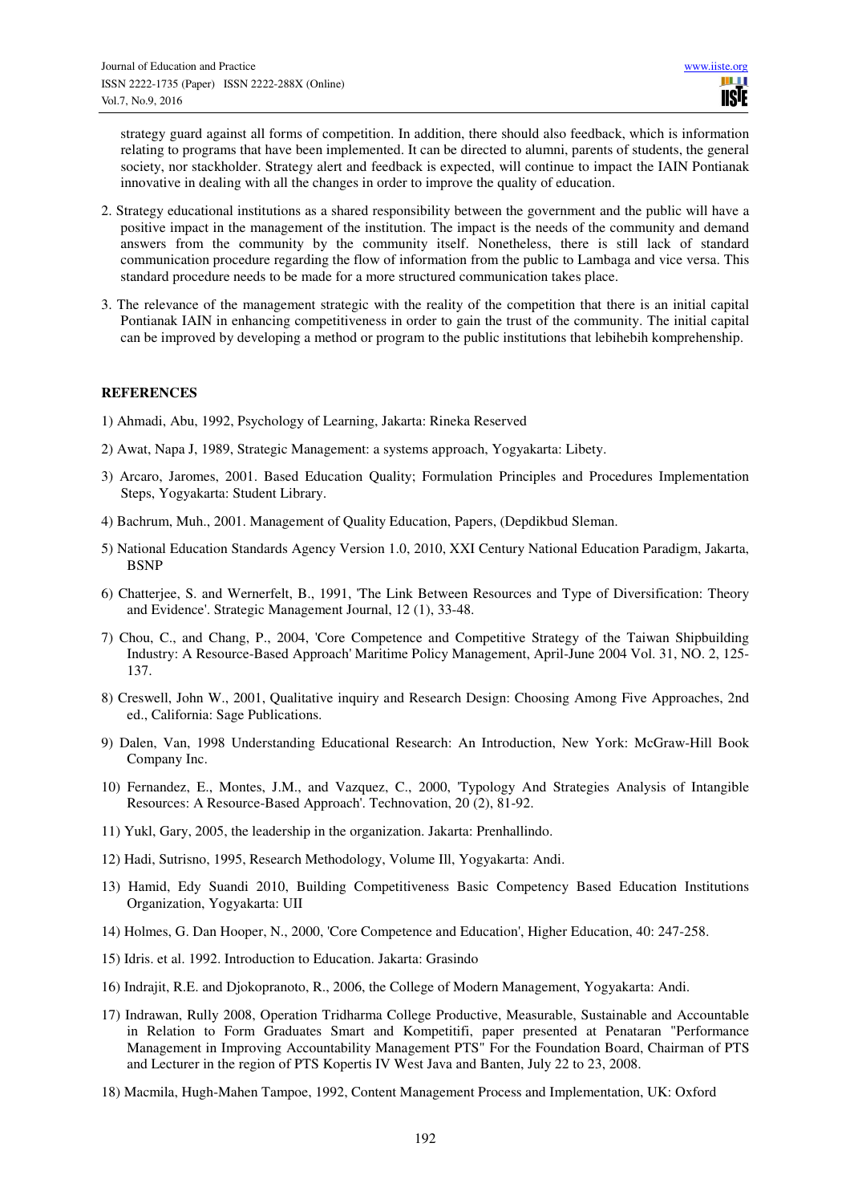strategy guard against all forms of competition. In addition, there should also feedback, which is information relating to programs that have been implemented. It can be directed to alumni, parents of students, the general society, nor stackholder. Strategy alert and feedback is expected, will continue to impact the IAIN Pontianak innovative in dealing with all the changes in order to improve the quality of education.

2. Strategy educational institutions as a shared responsibility between the government and the public will have a positive impact in the management of the institution. The impact is the needs of the community and demand answers from the community by the community itself. Nonetheless, there is still lack of standard communication procedure regarding the flow of information from the public to Lambaga and vice versa. This standard procedure needs to be made for a more structured communication takes place.

3. The relevance of the management strategic with the reality of the competition that there is an initial capital Pontianak IAIN in enhancing competitiveness in order to gain the trust of the community. The initial capital can be improved by developing a method or program to the public institutions that lebihebih komprehensible.

**REFERENCES**

1) Ahmadi, Abu, 1992, Psychology of Learning, Jakarta: Rineka Reserved

2) Awat, Napa J, 1989, Strategic Management: a systems approach, Yogyakarta: Libety.

3) Arcaro, Jaromes, 2001. Based Education Quality; Formulation Principles and Procedures Implementation Steps, Yogyakarta: Student Library.

4) Bachrum, Muh., 2001. Management of Quality Education, Papers, (Depdikbud Sleman.

5) National Education Standards Agency Version 1.0, 2010, XXI Century National Education Paradigm, Jakarta, BSNP

6) Chatterjee, S. and Wernerfelt, B., 1991, 'The Link Between Resources and Type of Diversification: Theory and Evidence'. Strategic Management Journal, 12 (1), 33-48.

7) Chou, C., and Chang, P., 2004, 'Core Competence and Competitive Strategy of the Taiwan Shipbuilding Industry: A Resource-Based Approach' Maritime Policy Management, April-June 2004 Vol. 31, NO. 2, 125-137.

8) Creswell, John W., 2001, Qualitative inquiry and Research Design: Choosing Among Five Approaches, 2nd ed., California: Sage Publications.

9) Dalen, Van, 1998 Understanding Educational Research: An Introduction, New York: McGraw-Hill Book Company Inc.

10) Fernandez, E., Montes, J.M., and Vazquez, C., 2000, 'Typology And Strategies Analysis of Intangible Resources: A Resource-Based Approach'. Technovation, 20 (2), 81-92.

11) Yukl, Gary, 2005, the leadership in the organization. Jakarta: Prenhallindo.

12) Hadi, Sutrisno, 1995, Research Methodology, Volume Ill, Yogyakarta: Andi.

13) Hamid, Edy Suandi 2010, Building Competitiveness Basic Competency Based Education Institutions Organization, Yogyakarta: UII

14) Holmes, G. Dan Hooper, N., 2000, 'Core Competence and Education', Higher Education, 40: 247-258.

15) Idris. et al. 1992. Introduction to Education. Jakarta: Grasindo

16) Indrajit, R.E. and Djokopranoto, R., 2006, the College of Modern Management, Yogyakarta: Andi.

17) Indrawan, Rully 2008, Operation Tridharma College Productive, Measurable, Sustainable and Accountable in Relation to Form Graduates Smart and Kompetitifi, paper presented at Penataran "Performance Management in Improving Accountability Management PTS" For the Foundation Board, Chairman of PTS and Lecturer in the region of PTS Kopertis IV West Java and Banten, July 22 to 23, 2008.

18) Macmila, Hugh-Mahen Tampoe, 1992, Content Management Process and Implementation, UK: Oxford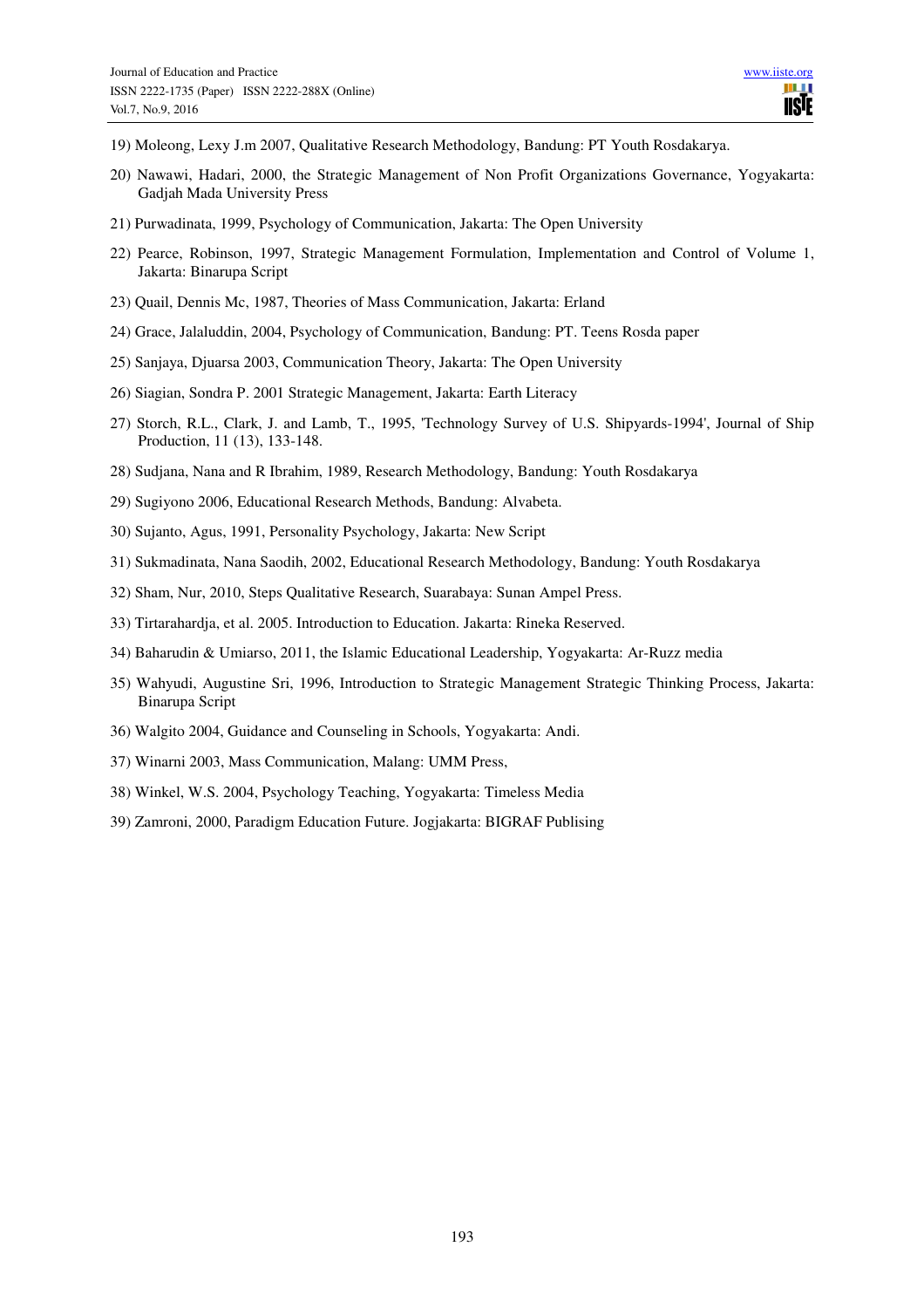19) Moleong, Lexy J.m 2007, Qualitative Research Methodology, Bandung: PT Youth Rosdakarya.

20) Nawawi, Hadari, 2000, the Strategic Management of Non Profit Organizations Governance, Yogyakarta: Gadjah Mada University Press

21) Purwadinata, 1999, Psychology of Communication, Jakarta: The Open University

22) Pearce, Robinson, 1997, Strategic Management Formulation, Implementation and Control of Volume 1, Jakarta: Binarupa Script

23) Quail, Dennis Mc, 1987, Theories of Mass Communication, Jakarta: Erland

24) Grace, Jalaluddin, 2004, Psychology of Communication, Bandung: PT. Teens Rosda paper

25) Sanjaya, Djuarsa 2003, Communication Theory, Jakarta: The Open University

26) Siagian, Sondra P. 2001 Strategic Management, Jakarta: Earth Literacy

27) Storch, R.L., Clark, J. and Lamb, T., 1995, 'Technology Survey of U.S. Shipyards-1994', Journal of Ship Production, 11 (13), 133-148.

28) Sudjana, Nana and R Ibrahim, 1989, Research Methodology, Bandung: Youth Rosdakarya

29) Sugiyono 2006, Educational Research Methods, Bandung: Alvabeta.

30) Sujanto, Agus, 1991, Personality Psychology, Jakarta: New Script

31) Sukmadinata, Nana Saodih, 2002, Educational Research Methodology, Bandung: Youth Rosdakarya

32) Sham, Nur, 2010, Steps Qualitative Research, Suarabaya: Sunan Ampel Press.

33) Tirtarahardja, et al. 2005. Introduction to Education. Jakarta: Rineka Reserved.

34) Baharudin & Umiarso, 2011, the Islamic Educational Leadership, Yogyakarta: Ar-Ruzz media

35) Wahyudi, Augustine Sri, 1996, Introduction to Strategic Management Strategic Thinking Process, Jakarta: Binarupa Script

36) Walgito 2004, Guidance and Counseling in Schools, Yogyakarta: Andi.

37) Winarni 2003, Mass Communication, Malang: UMM Press,

38) Winkel, W.S. 2004, Psychology Teaching, Yogyakarta: Timeless Media

39) Zamroni, 2000, Paradigm Education Future. Jogjakarta: BIGRAF Publising